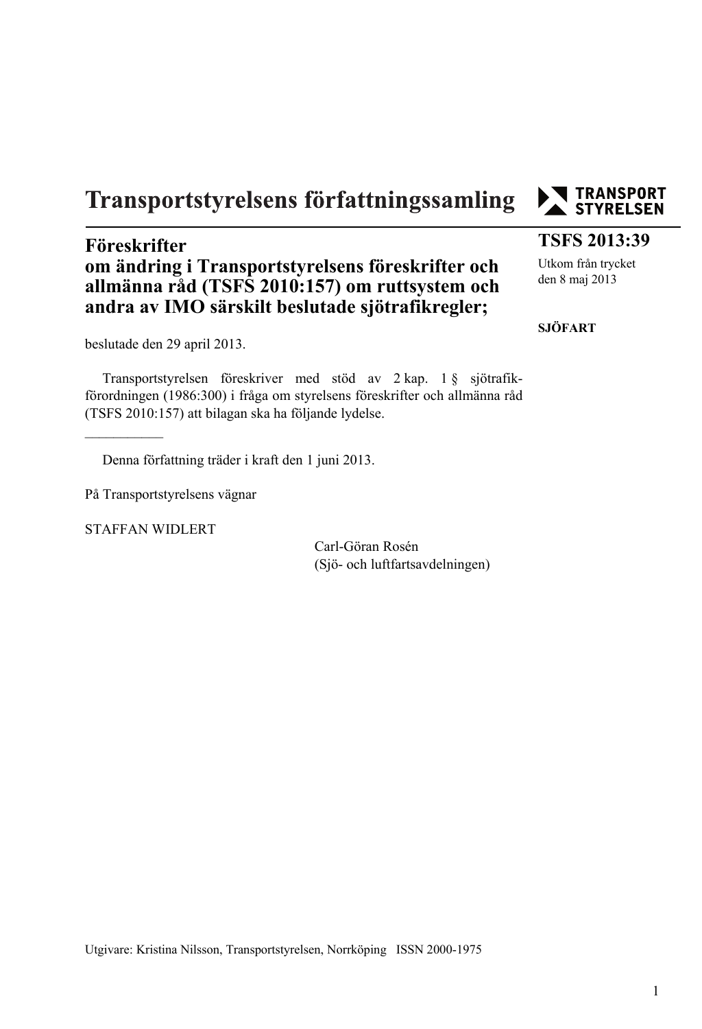# Transportstyrelsens författningssamling

**TSFS 2013:39**

Utkom från trycket den 8 maj 2013

**SJÖFART**

## Föreskrifter om ändring i Transportstyrelsens föreskrifter och allmänna råd (TSFS 2010:157) om ruttsystem och andra av IMO särskilt beslutade sjötrafikregler;

beslutade den 29 april 2013.

Transportstyrelsen föreskriver med stöd av 2 kap. 1 § sjötrafikförordningen (1986:300) i fråga om styrelsens föreskrifter och allmänna råd (TSFS 2010:157) att bilagan ska ha följande lydelse.

---

Denna författning träder i kraft den 1 juni 2013.

På Transportstyrelsens vägnar

STAFFAN WIDLERT

Carl-Göran Rosén
(Sjö- och luftfartsavdelningen)

Utgivare: Kristina Nilsson, Transportstyrelsen, Norrköping ISSN 2000-1975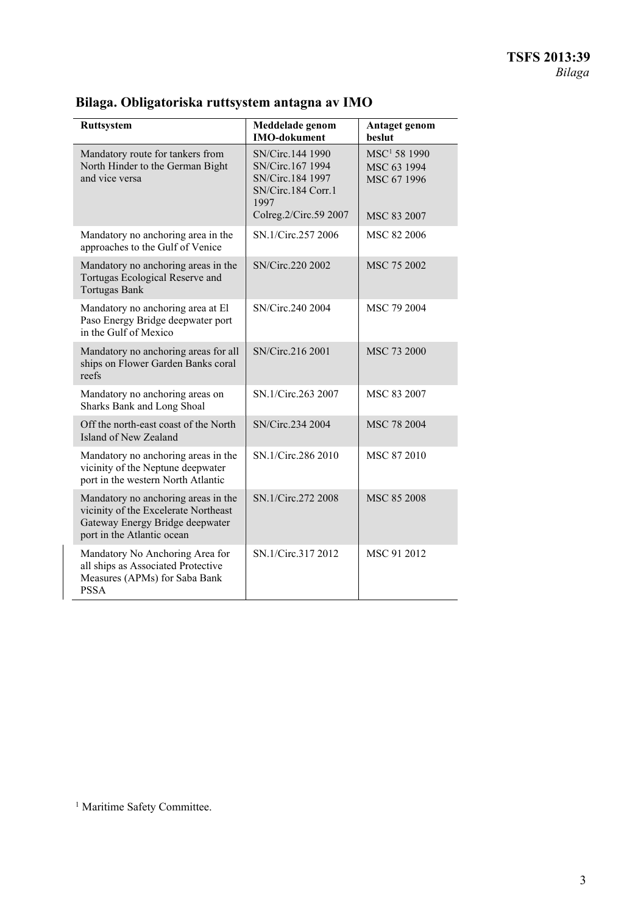## Bilaga. Obligatoriska ruttsystem antagna av IMO

| Ruttsystem | Meddelade genom IMO-dokument | Antaget genom beslut |
|---|---|---|
| Mandatory route for tankers from North Hinder to the German Bight and vice versa | SN/Circ.144 1990<br>SN/Circ.167 1994<br>SN/Circ.184 1997<br>SN/Circ.184 Corr.1 1997<br>Colreg.2/Circ.59 2007 | MSC[1] 58 1990<br>MSC 63 1994<br>MSC 67 1996<br><br>MSC 83 2007 |
| Mandatory no anchoring area in the approaches to the Gulf of Venice | SN.1/Circ.257 2006 | MSC 82 2006 |
| Mandatory no anchoring areas in the Tortugas Ecological Reserve and Tortugas Bank | SN/Circ.220 2002 | MSC 75 2002 |
| Mandatory no anchoring area at El Paso Energy Bridge deepwater port in the Gulf of Mexico | SN/Circ.240 2004 | MSC 79 2004 |
| Mandatory no anchoring areas for all ships on Flower Garden Banks coral reefs | SN/Circ.216 2001 | MSC 73 2000 |
| Mandatory no anchoring areas on Sharks Bank and Long Shoal | SN.1/Circ.263 2007 | MSC 83 2007 |
| Off the north-east coast of the North Island of New Zealand | SN/Circ.234 2004 | MSC 78 2004 |
| Mandatory no anchoring areas in the vicinity of the Neptune deepwater port in the western North Atlantic | SN.1/Circ.286 2010 | MSC 87 2010 |
| Mandatory no anchoring areas in the vicinity of the Excelerate Northeast Gateway Energy Bridge deepwater port in the Atlantic ocean | SN.1/Circ.272 2008 | MSC 85 2008 |
| Mandatory No Anchoring Area for all ships as Associated Protective Measures (APMs) for Saba Bank PSSA | SN.1/Circ.317 2012 | MSC 91 2012 |

[1] Maritime Safety Committee.